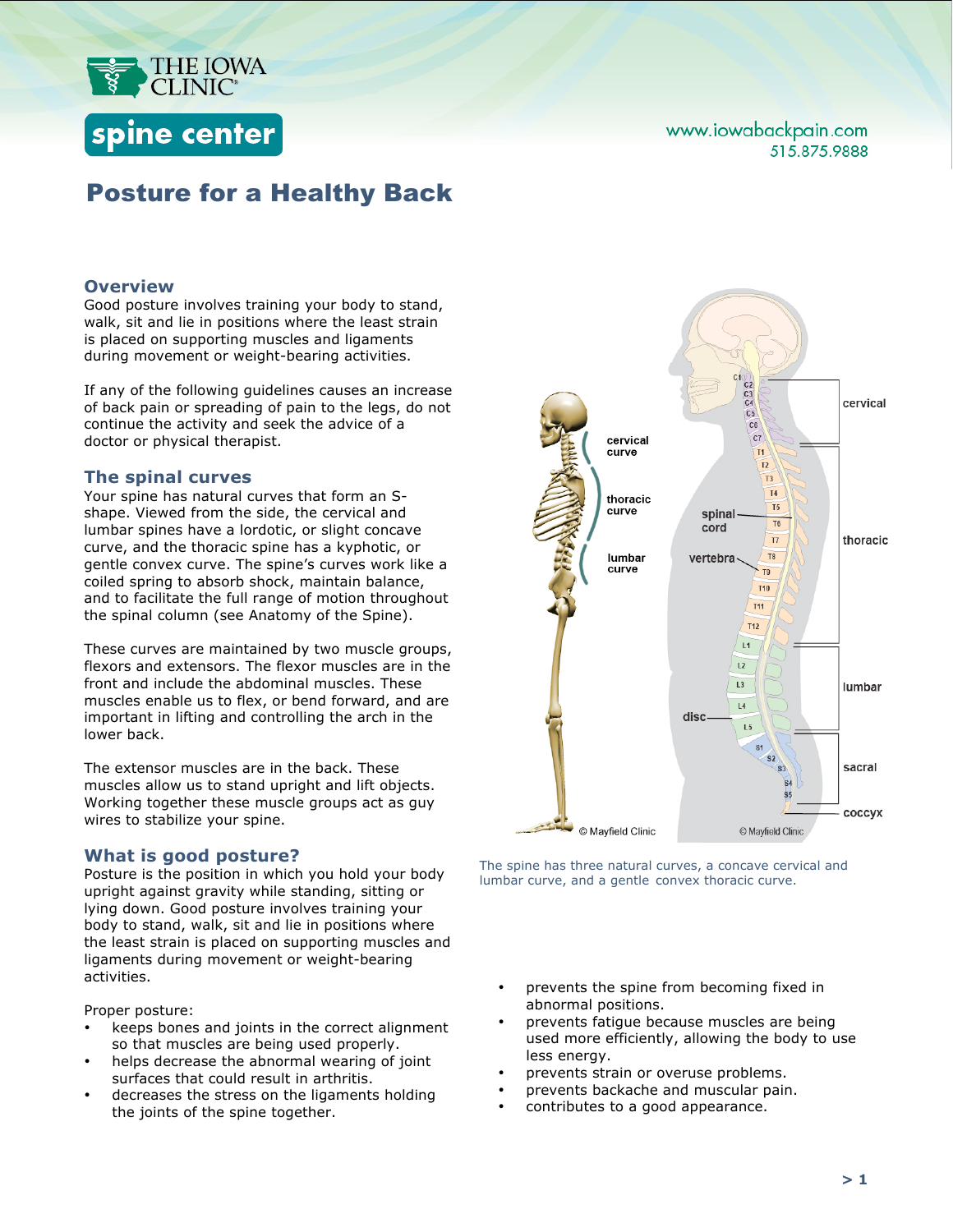THE IOWA CLINIC

spine center

www.iowabackpain.com
515.875.9888

# Posture for a Healthy Back

## Overview

Good posture involves training your body to stand, walk, sit and lie in positions where the least strain is placed on supporting muscles and ligaments during movement or weight-bearing activities.

If any of the following guidelines causes an increase of back pain or spreading of pain to the legs, do not continue the activity and seek the advice of a doctor or physical therapist.

## The spinal curves

Your spine has natural curves that form an S-shape. Viewed from the side, the cervical and lumbar spines have a lordotic, or slight concave curve, and the thoracic spine has a kyphotic, or gentle convex curve. The spine's curves work like a coiled spring to absorb shock, maintain balance, and to facilitate the full range of motion throughout the spinal column (see Anatomy of the Spine).

These curves are maintained by two muscle groups, flexors and extensors. The flexor muscles are in the front and include the abdominal muscles. These muscles enable us to flex, or bend forward, and are important in lifting and controlling the arch in the lower back.

The extensor muscles are in the back. These muscles allow us to stand upright and lift objects. Working together these muscle groups act as guy wires to stabilize your spine.

cervical curve
thoracic curve
lumbar curve
© Mayfield Clinic

C1 C2 C3 C4 C5 C6 C7 T1 T2 T3 T4 T5 T6 T7 T8 T9 T10 T11 T12 L1 L2 L3 L4 L5 S1 S2 S3 S4 S5
spinal cord
vertebra
disc
cervical
thoracic
lumbar
sacral
coccyx
© Mayfield Clinic

The spine has three natural curves, a concave cervical and lumbar curve, and a gentle convex thoracic curve.

## What is good posture?

Posture is the position in which you hold your body upright against gravity while standing, sitting or lying down. Good posture involves training your body to stand, walk, sit and lie in positions where the least strain is placed on supporting muscles and ligaments during movement or weight-bearing activities.

Proper posture:

- keeps bones and joints in the correct alignment so that muscles are being used properly.
- helps decrease the abnormal wearing of joint surfaces that could result in arthritis.
- decreases the stress on the ligaments holding the joints of the spine together.
- prevents the spine from becoming fixed in abnormal positions.
- prevents fatigue because muscles are being used more efficiently, allowing the body to use less energy.
- prevents strain or overuse problems.
- prevents backache and muscular pain.
- contributes to a good appearance.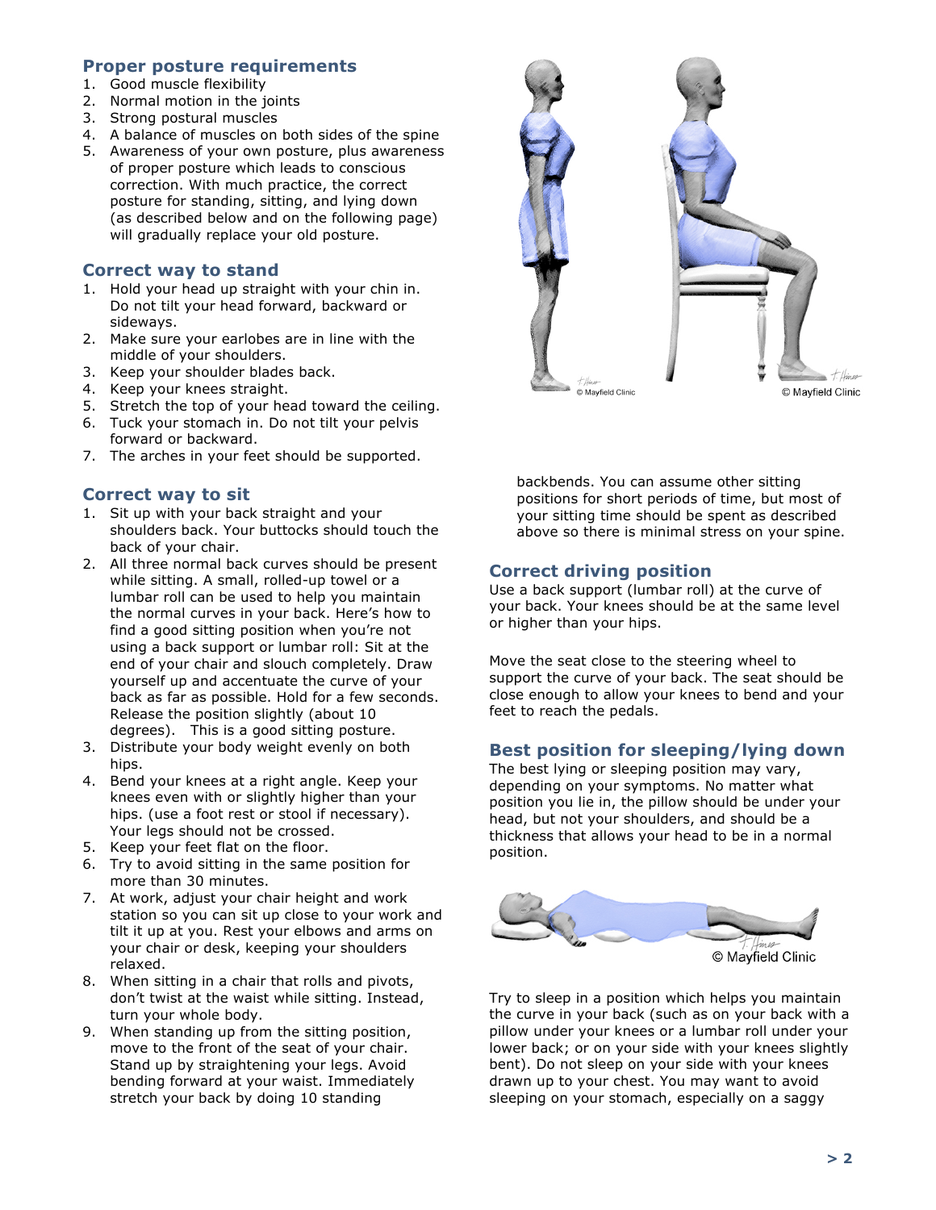## Proper posture requirements

1. Good muscle flexibility
2. Normal motion in the joints
3. Strong postural muscles
4. A balance of muscles on both sides of the spine
5. Awareness of your own posture, plus awareness of proper posture which leads to conscious correction. With much practice, the correct posture for standing, sitting, and lying down (as described below and on the following page) will gradually replace your old posture.

## Correct way to stand

1. Hold your head up straight with your chin in. Do not tilt your head forward, backward or sideways.
2. Make sure your earlobes are in line with the middle of your shoulders.
3. Keep your shoulder blades back.
4. Keep your knees straight.
5. Stretch the top of your head toward the ceiling.
6. Tuck your stomach in. Do not tilt your pelvis forward or backward.
7. The arches in your feet should be supported.

## Correct way to sit

1. Sit up with your back straight and your shoulders back. Your buttocks should touch the back of your chair.
2. All three normal back curves should be present while sitting. A small, rolled-up towel or a lumbar roll can be used to help you maintain the normal curves in your back. Here's how to find a good sitting position when you're not using a back support or lumbar roll: Sit at the end of your chair and slouch completely. Draw yourself up and accentuate the curve of your back as far as possible. Hold for a few seconds. Release the position slightly (about 10 degrees). This is a good sitting posture.
3. Distribute your body weight evenly on both hips.
4. Bend your knees at a right angle. Keep your knees even with or slightly higher than your hips. (use a foot rest or stool if necessary). Your legs should not be crossed.
5. Keep your feet flat on the floor.
6. Try to avoid sitting in the same position for more than 30 minutes.
7. At work, adjust your chair height and work station so you can sit up close to your work and tilt it up at you. Rest your elbows and arms on your chair or desk, keeping your shoulders relaxed.
8. When sitting in a chair that rolls and pivots, don't twist at the waist while sitting. Instead, turn your whole body.
9. When standing up from the sitting position, move to the front of the seat of your chair. Stand up by straightening your legs. Avoid bending forward at your waist. Immediately stretch your back by doing 10 standing backbends. You can assume other sitting positions for short periods of time, but most of your sitting time should be spent as described above so there is minimal stress on your spine.

© Mayfield Clinic

© Mayfield Clinic

## Correct driving position

Use a back support (lumbar roll) at the curve of your back. Your knees should be at the same level or higher than your hips.

Move the seat close to the steering wheel to support the curve of your back. The seat should be close enough to allow your knees to bend and your feet to reach the pedals.

## Best position for sleeping/lying down

The best lying or sleeping position may vary, depending on your symptoms. No matter what position you lie in, the pillow should be under your head, but not your shoulders, and should be a thickness that allows your head to be in a normal position.

© Mayfield Clinic

Try to sleep in a position which helps you maintain the curve in your back (such as on your back with a pillow under your knees or a lumbar roll under your lower back; or on your side with your knees slightly bent). Do not sleep on your side with your knees drawn up to your chest. You may want to avoid sleeping on your stomach, especially on a saggy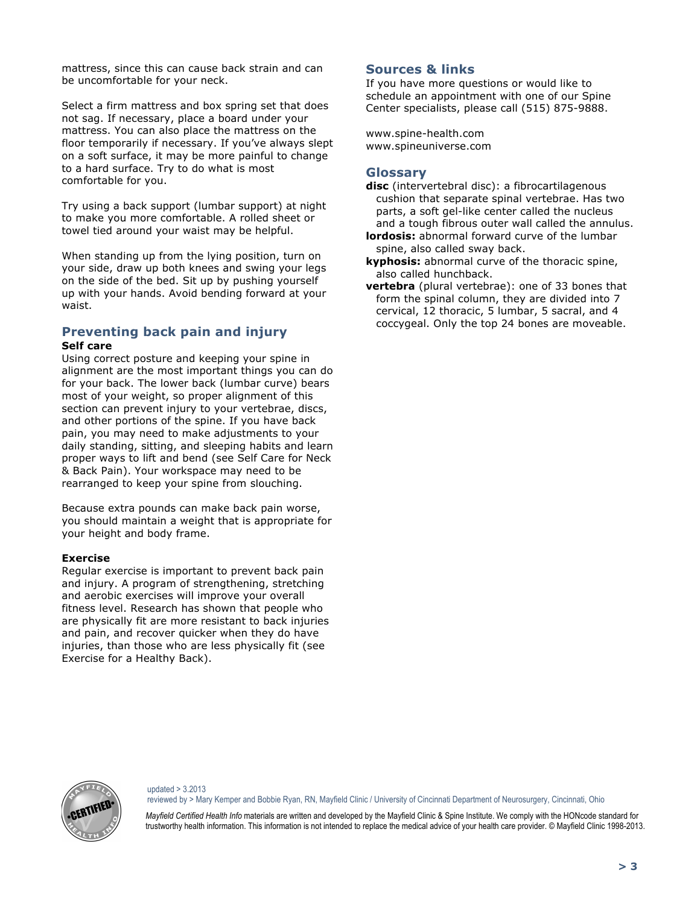mattress, since this can cause back strain and can be uncomfortable for your neck.

Select a firm mattress and box spring set that does not sag. If necessary, place a board under your mattress. You can also place the mattress on the floor temporarily if necessary. If you've always slept on a soft surface, it may be more painful to change to a hard surface. Try to do what is most comfortable for you.

Try using a back support (lumbar support) at night to make you more comfortable. A rolled sheet or towel tied around your waist may be helpful.

When standing up from the lying position, turn on your side, draw up both knees and swing your legs on the side of the bed. Sit up by pushing yourself up with your hands. Avoid bending forward at your waist.

## Preventing back pain and injury

**Self care**

Using correct posture and keeping your spine in alignment are the most important things you can do for your back. The lower back (lumbar curve) bears most of your weight, so proper alignment of this section can prevent injury to your vertebrae, discs, and other portions of the spine. If you have back pain, you may need to make adjustments to your daily standing, sitting, and sleeping habits and learn proper ways to lift and bend (see Self Care for Neck & Back Pain). Your workspace may need to be rearranged to keep your spine from slouching.

Because extra pounds can make back pain worse, you should maintain a weight that is appropriate for your height and body frame.

**Exercise**

Regular exercise is important to prevent back pain and injury. A program of strengthening, stretching and aerobic exercises will improve your overall fitness level. Research has shown that people who are physically fit are more resistant to back injuries and pain, and recover quicker when they do have injuries, than those who are less physically fit (see Exercise for a Healthy Back).

## Sources & links

If you have more questions or would like to schedule an appointment with one of our Spine Center specialists, please call (515) 875-9888.

www.spine-health.com
www.spineuniverse.com

## Glossary

**disc** (intervertebral disc): a fibrocartilagenous cushion that separate spinal vertebrae. Has two parts, a soft gel-like center called the nucleus and a tough fibrous outer wall called the annulus.

**lordosis:** abnormal forward curve of the lumbar spine, also called sway back.

**kyphosis:** abnormal curve of the thoracic spine, also called hunchback.

**vertebra** (plural vertebrae): one of 33 bones that form the spinal column, they are divided into 7 cervical, 12 thoracic, 5 lumbar, 5 sacral, and 4 coccygeal. Only the top 24 bones are moveable.

updated > 3.2013
reviewed by > Mary Kemper and Bobbie Ryan, RN, Mayfield Clinic / University of Cincinnati Department of Neurosurgery, Cincinnati, Ohio

*Mayfield Certified Health Info* materials are written and developed by the Mayfield Clinic & Spine Institute. We comply with the HONcode standard for trustworthy health information. This information is not intended to replace the medical advice of your health care provider. © Mayfield Clinic 1998-2013.